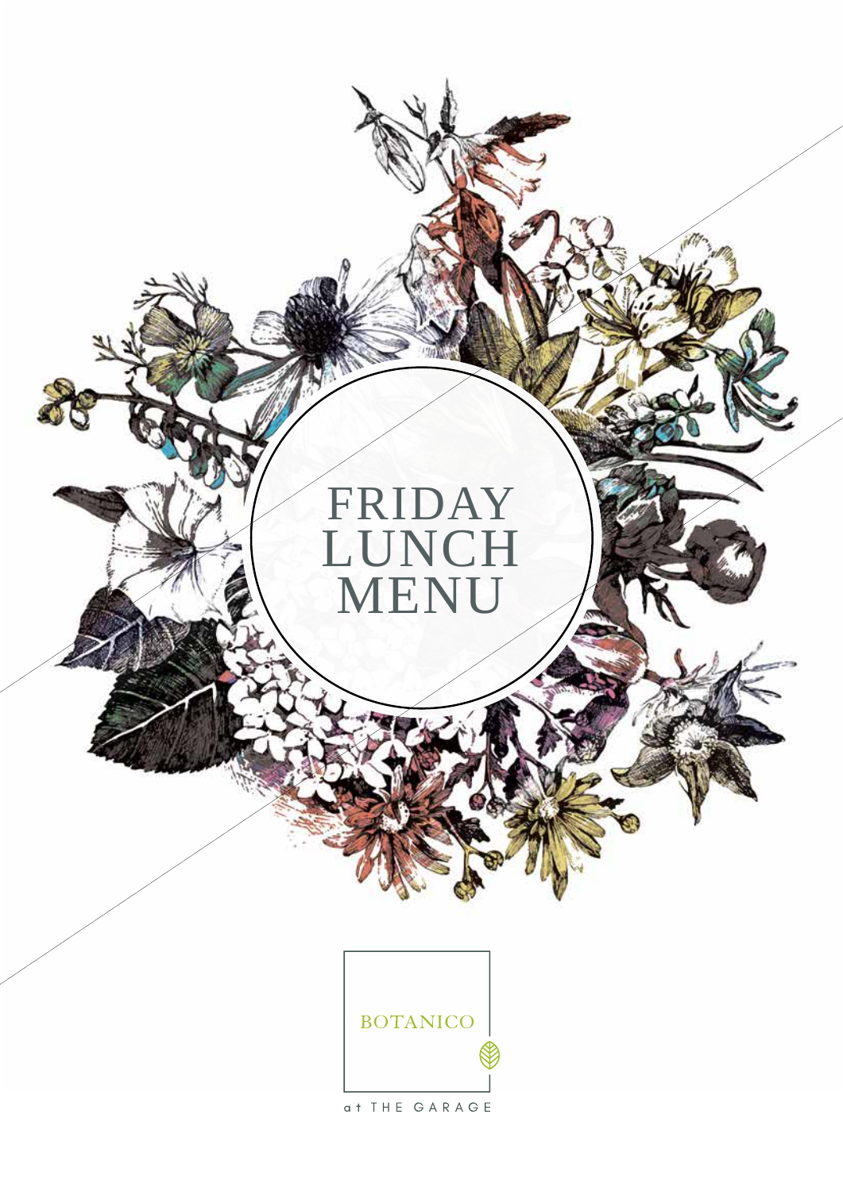# FRIDAY LUNCH MENU

BOTANICO

at THE GARAGE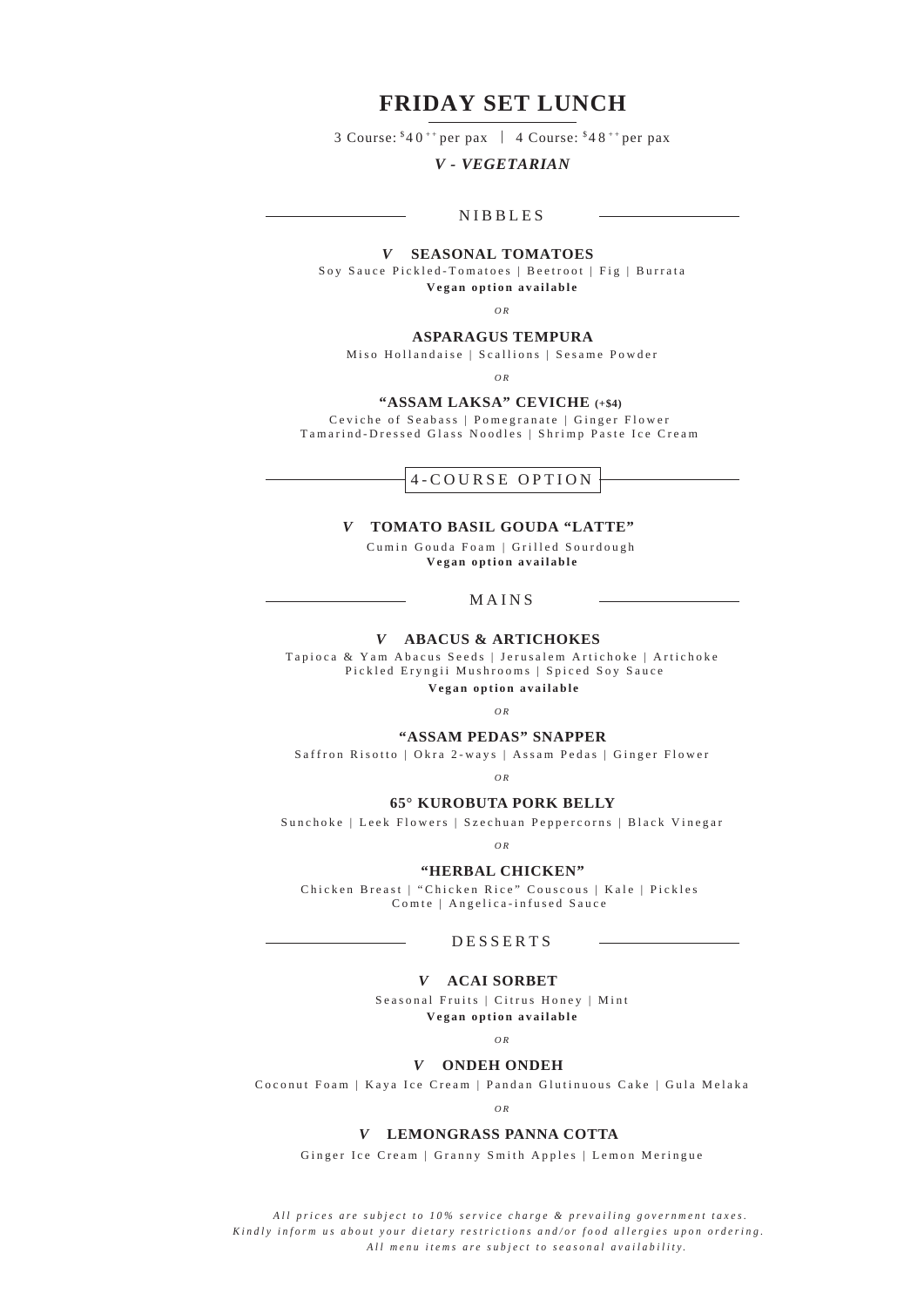# FRIDAY SET LUNCH

3 Course: $40++ per pax | 4 Course: $48++ per pax

***V - VEGETARIAN***

## NIBBLES

**V SEASONAL TOMATOES**

Soy Sauce Pickled-Tomatoes | Beetroot | Fig | Burrata

**Vegan option available**

*OR*

**ASPARAGUS TEMPURA**

Miso Hollandaise | Scallions | Sesame Powder

*OR*

**"ASSAM LAKSA" CEVICHE (+$4)**

Ceviche of Seabass | Pomegranate | Ginger Flower

Tamarind-Dressed Glass Noodles | Shrimp Paste Ice Cream

## 4-COURSE OPTION

**V TOMATO BASIL GOUDA "LATTE"**

Cumin Gouda Foam | Grilled Sourdough

**Vegan option available**

## MAINS

**V ABACUS & ARTICHOKES**

Tapioca & Yam Abacus Seeds | Jerusalem Artichoke | Artichoke

Pickled Eryngii Mushrooms | Spiced Soy Sauce

**Vegan option available**

*OR*

**"ASSAM PEDAS" SNAPPER**

Saffron Risotto | Okra 2-ways | Assam Pedas | Ginger Flower

*OR*

**65° KUROBUTA PORK BELLY**

Sunchoke | Leek Flowers | Szechuan Peppercorns | Black Vinegar

*OR*

**"HERBAL CHICKEN"**

Chicken Breast | "Chicken Rice" Couscous | Kale | Pickles

Comte | Angelica-infused Sauce

## DESSERTS

**V ACAI SORBET**

Seasonal Fruits | Citrus Honey | Mint

**Vegan option available**

*OR*

**V ONDEH ONDEH**

Coconut Foam | Kaya Ice Cream | Pandan Glutinuous Cake | Gula Melaka

*OR*

**V LEMONGRASS PANNA COTTA**

Ginger Ice Cream | Granny Smith Apples | Lemon Meringue

*All prices are subject to 10% service charge & prevailing government taxes.*
*Kindly inform us about your dietary restrictions and/or food allergies upon ordering.*
*All menu items are subject to seasonal availability.*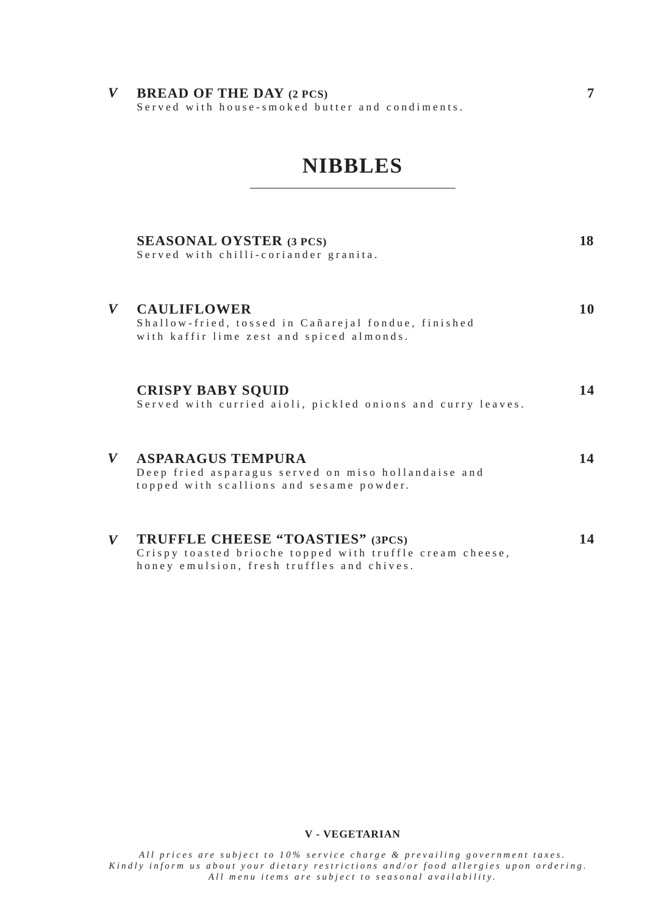*V* **BREAD OF THE DAY (2 PCS)** **7**
Served with house-smoked butter and condiments.

## NIBBLES

**SEASONAL OYSTER (3 PCS)** **18**
Served with chilli-coriander granita.

*V* **CAULIFLOWER** **10**
Shallow-fried, tossed in Cañarejal fondue, finished with kaffir lime zest and spiced almonds.

**CRISPY BABY SQUID** **14**
Served with curried aioli, pickled onions and curry leaves.

*V* **ASPARAGUS TEMPURA** **14**
Deep fried asparagus served on miso hollandaise and topped with scallions and sesame powder.

*V* **TRUFFLE CHEESE "TOASTIES" (3PCS)** **14**
Crispy toasted brioche topped with truffle cream cheese, honey emulsion, fresh truffles and chives.

**V - VEGETARIAN**

*All prices are subject to 10% service charge & prevailing government taxes.*
*Kindly inform us about your dietary restrictions and/or food allergies upon ordering.*
*All menu items are subject to seasonal availability.*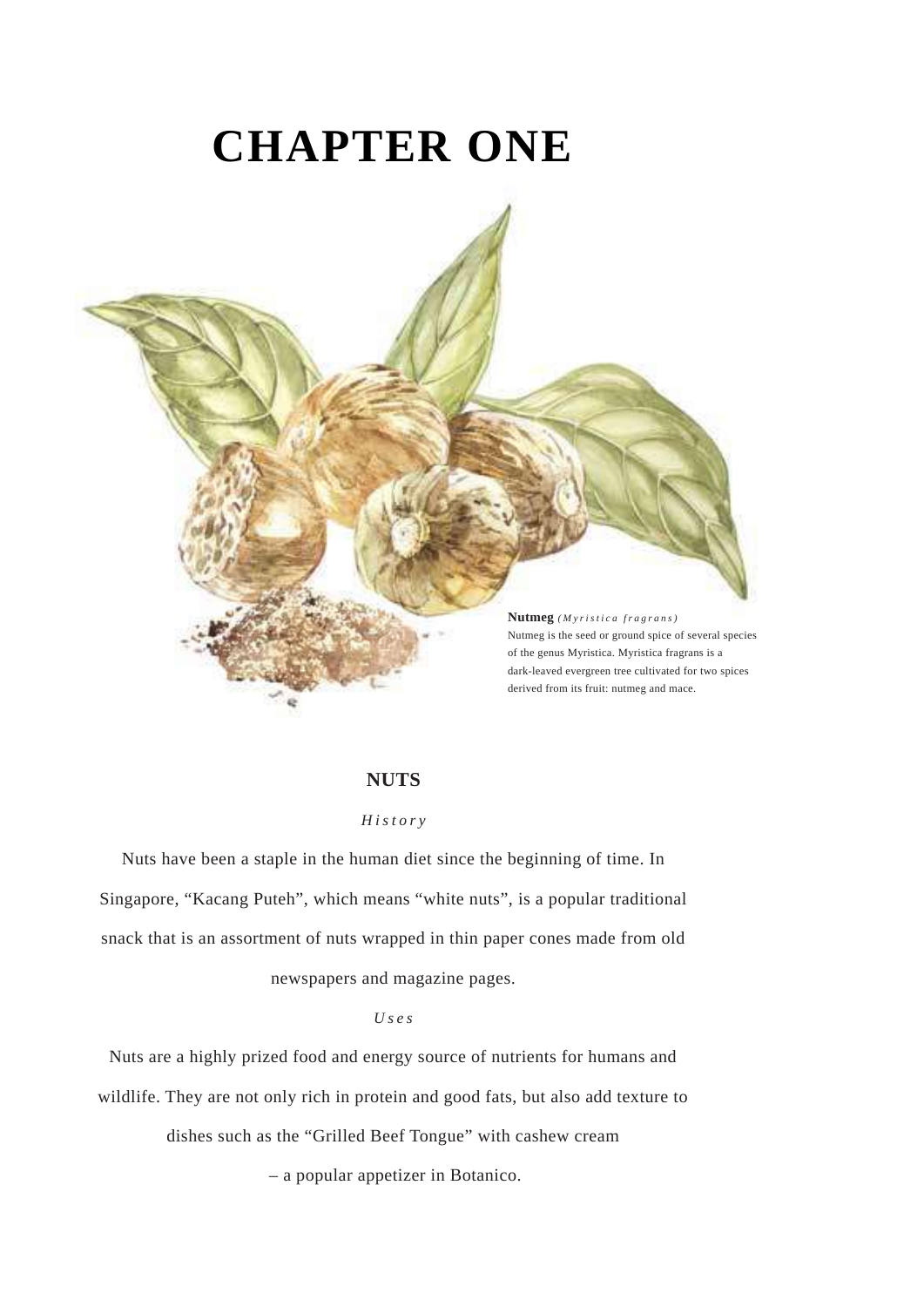# CHAPTER ONE

**Nutmeg** *(Myristica fragrans)*
Nutmeg is the seed or ground spice of several species of the genus Myristica. Myristica fragrans is a dark-leaved evergreen tree cultivated for two spices derived from its fruit: nutmeg and mace.

## NUTS

*History*

Nuts have been a staple in the human diet since the beginning of time. In Singapore, “Kacang Puteh”, which means “white nuts”, is a popular traditional snack that is an assortment of nuts wrapped in thin paper cones made from old newspapers and magazine pages.

*Uses*

Nuts are a highly prized food and energy source of nutrients for humans and wildlife. They are not only rich in protein and good fats, but also add texture to dishes such as the “Grilled Beef Tongue” with cashew cream – a popular appetizer in Botanico.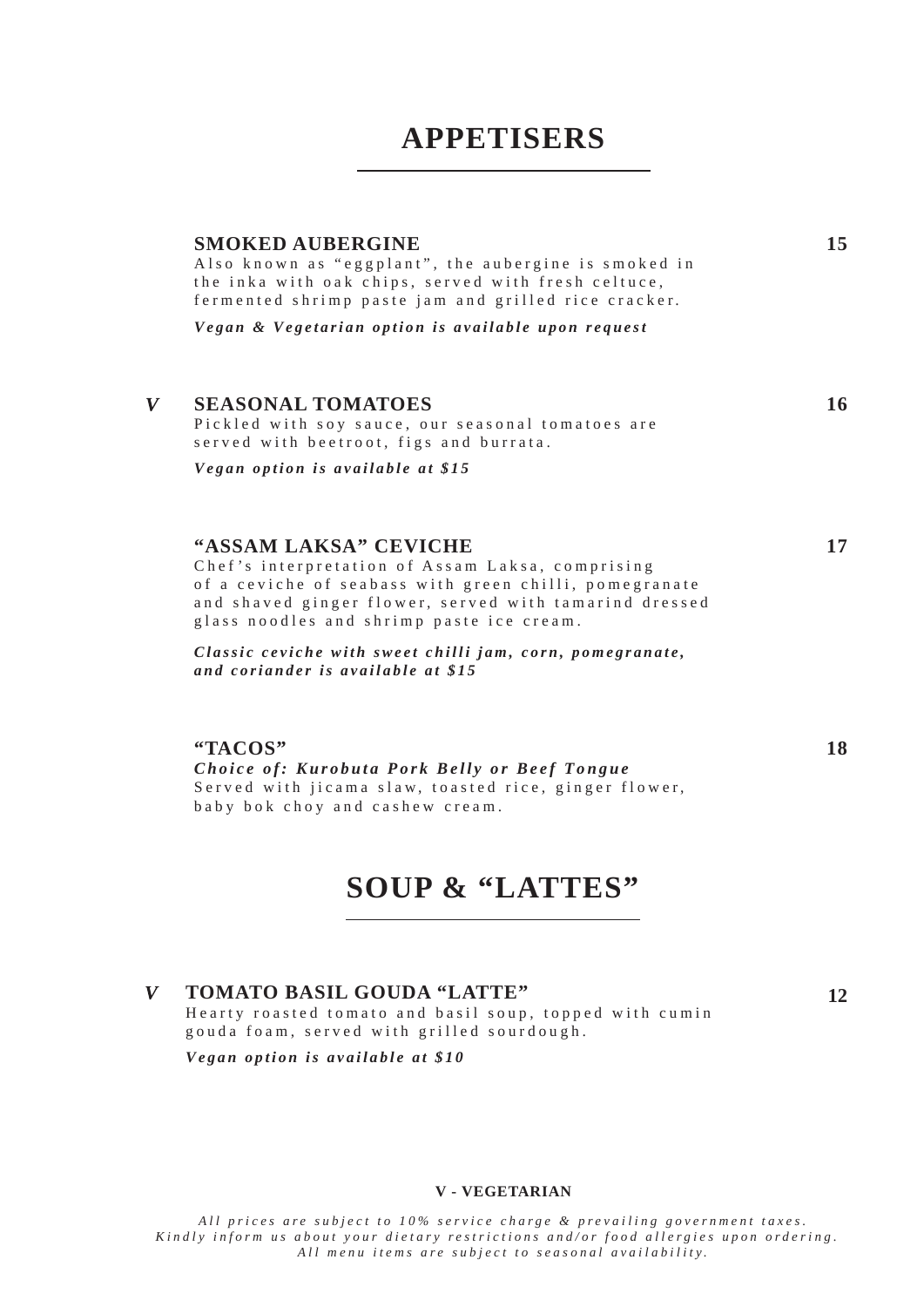# APPETISERS

**SMOKED AUBERGINE** **15**

Also known as "eggplant", the aubergine is smoked in the inka with oak chips, served with fresh celtuce, fermented shrimp paste jam and grilled rice cracker.

***Vegan & Vegetarian option is available upon request***

***V*** **SEASONAL TOMATOES** **16**

Pickled with soy sauce, our seasonal tomatoes are served with beetroot, figs and burrata.

***Vegan option is available at $15***

**"ASSAM LAKSA" CEVICHE** **17**

Chef's interpretation of Assam Laksa, comprising of a ceviche of seabass with green chilli, pomegranate and shaved ginger flower, served with tamarind dressed glass noodles and shrimp paste ice cream.

***Classic ceviche with sweet chilli jam, corn, pomegranate, and coriander is available at $15***

**"TACOS"** **18**

***Choice of: Kurobuta Pork Belly or Beef Tongue***

Served with jicama slaw, toasted rice, ginger flower, baby bok choy and cashew cream.

# SOUP & "LATTES"

***V*** **TOMATO BASIL GOUDA "LATTE"** **12**

Hearty roasted tomato and basil soup, topped with cumin gouda foam, served with grilled sourdough.

***Vegan option is available at $10***

**V - VEGETARIAN**

*All prices are subject to 10% service charge & prevailing government taxes.*
*Kindly inform us about your dietary restrictions and/or food allergies upon ordering.*
*All menu items are subject to seasonal availability.*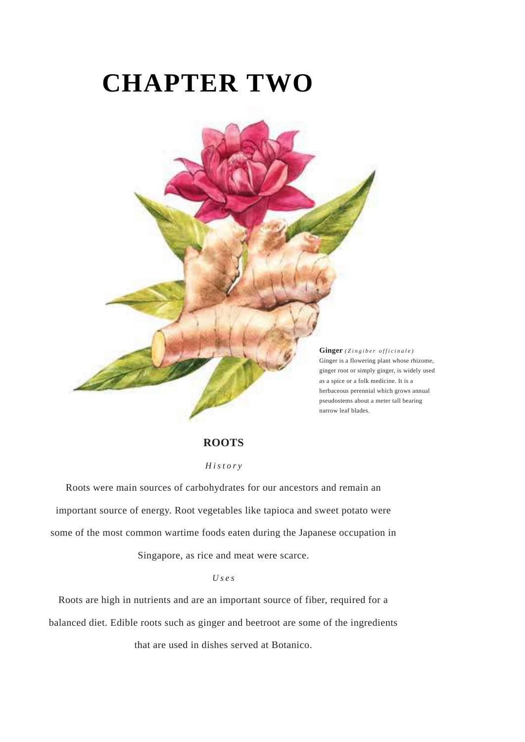# CHAPTER TWO

**Ginger** *(Zingiber officinale)*
Ginger is a flowering plant whose rhizome, ginger root or simply ginger, is widely used as a spice or a folk medicine. It is a herbaceous perennial which grows annual pseudostems about a meter tall bearing narrow leaf blades.

## ROOTS

*History*

Roots were main sources of carbohydrates for our ancestors and remain an important source of energy. Root vegetables like tapioca and sweet potato were some of the most common wartime foods eaten during the Japanese occupation in Singapore, as rice and meat were scarce.

*Uses*

Roots are high in nutrients and are an important source of fiber, required for a balanced diet. Edible roots such as ginger and beetroot are some of the ingredients that are used in dishes served at Botanico.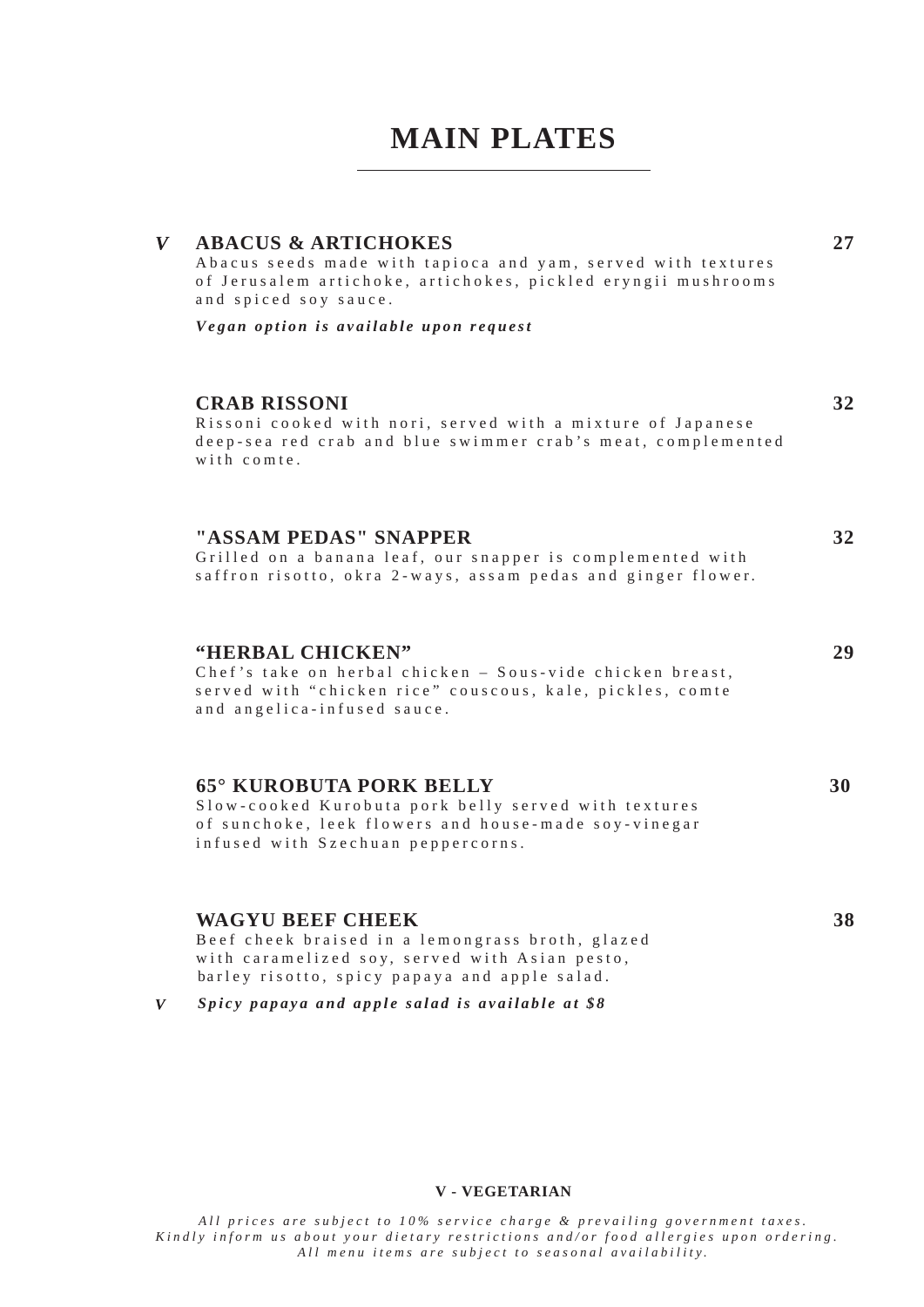# MAIN PLATES

***V*** **ABACUS & ARTICHOKES** **27**

Abacus seeds made with tapioca and yam, served with textures of Jerusalem artichoke, artichokes, pickled eryngii mushrooms and spiced soy sauce.

***Vegan option is available upon request***

**CRAB RISSONI** **32**

Rissoni cooked with nori, served with a mixture of Japanese deep-sea red crab and blue swimmer crab's meat, complemented with comte.

**"ASSAM PEDAS" SNAPPER** **32**

Grilled on a banana leaf, our snapper is complemented with saffron risotto, okra 2-ways, assam pedas and ginger flower.

**"HERBAL CHICKEN"** **29**

Chef's take on herbal chicken – Sous-vide chicken breast, served with "chicken rice" couscous, kale, pickles, comte and angelica-infused sauce.

**65° KUROBUTA PORK BELLY** **30**

Slow-cooked Kurobuta pork belly served with textures of sunchoke, leek flowers and house-made soy-vinegar infused with Szechuan peppercorns.

**WAGYU BEEF CHEEK** **38**

Beef cheek braised in a lemongrass broth, glazed with caramelized soy, served with Asian pesto, barley risotto, spicy papaya and apple salad.

***V*** ***Spicy papaya and apple salad is available at $8***

**V - VEGETARIAN**

*All prices are subject to 10% service charge & prevailing government taxes.*
*Kindly inform us about your dietary restrictions and/or food allergies upon ordering.*
*All menu items are subject to seasonal availability.*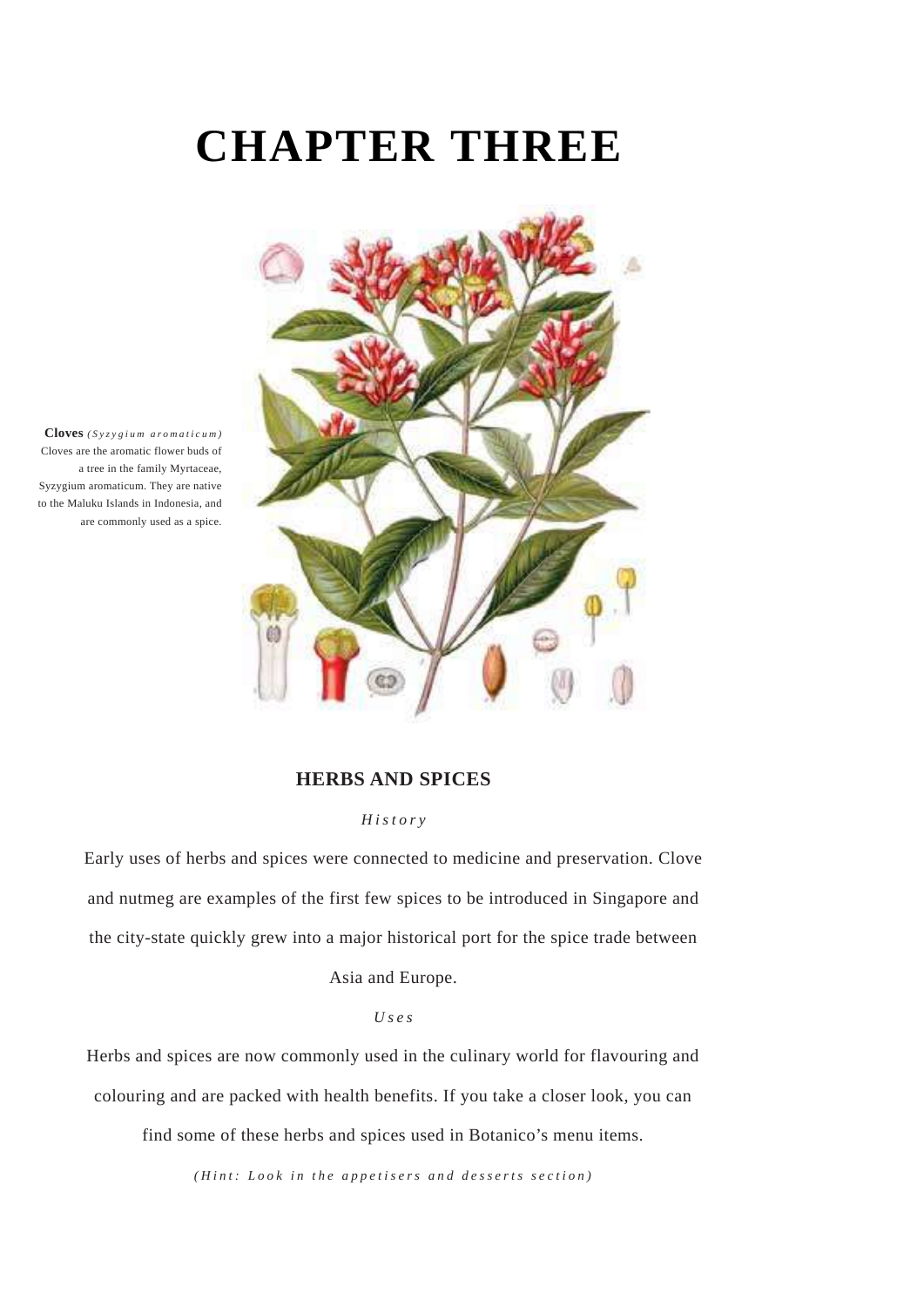# CHAPTER THREE

**Cloves** *(Syzygium aromaticum)*
Cloves are the aromatic flower buds of a tree in the family Myrtaceae, Syzygium aromaticum. They are native to the Maluku Islands in Indonesia, and are commonly used as a spice.

## HERBS AND SPICES

*History*

Early uses of herbs and spices were connected to medicine and preservation. Clove and nutmeg are examples of the first few spices to be introduced in Singapore and the city-state quickly grew into a major historical port for the spice trade between Asia and Europe.

*Uses*

Herbs and spices are now commonly used in the culinary world for flavouring and colouring and are packed with health benefits. If you take a closer look, you can find some of these herbs and spices used in Botanico's menu items.

*(Hint: Look in the appetisers and desserts section)*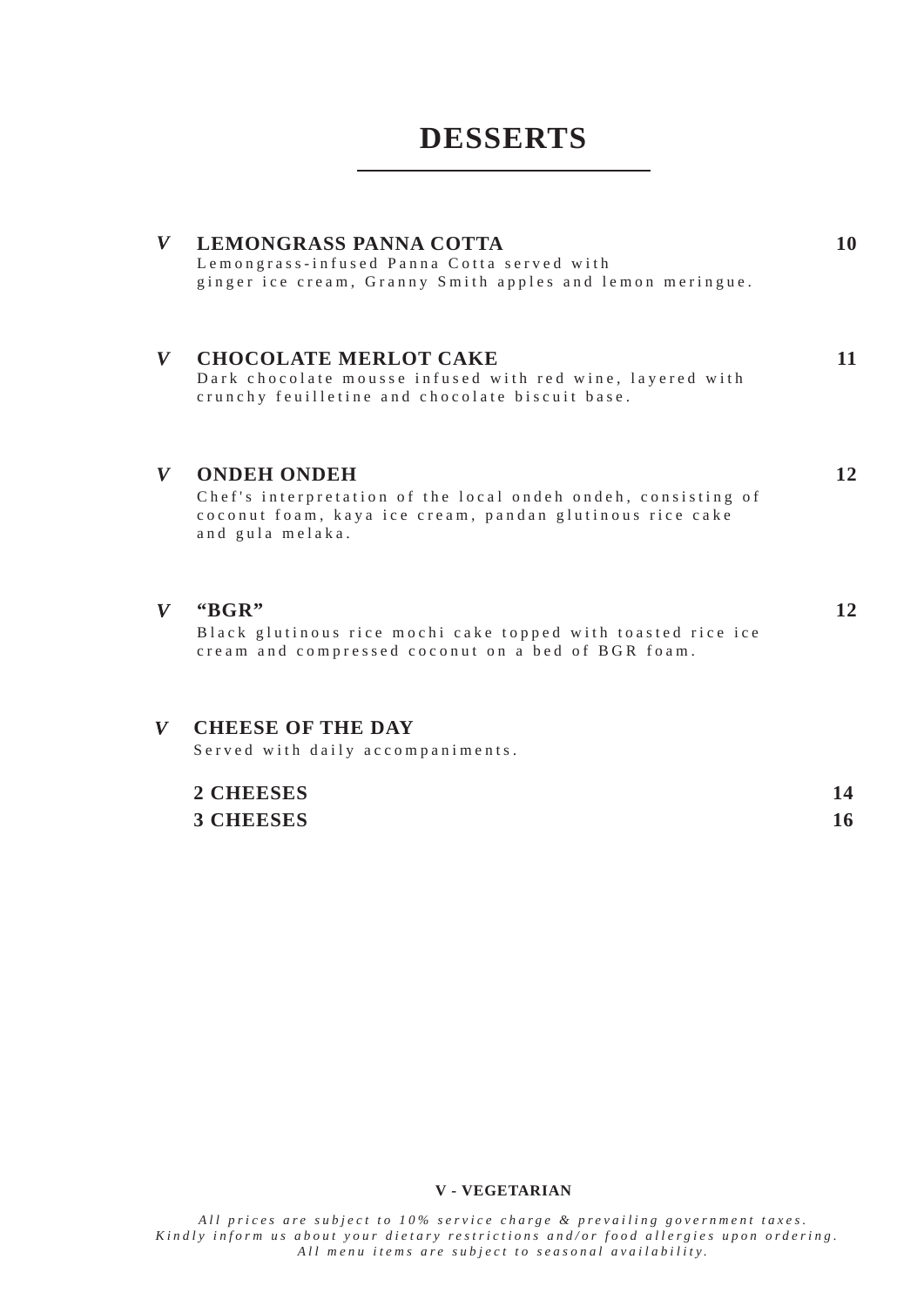# DESSERTS

***V*** **LEMONGRASS PANNA COTTA** **10**
Lemongrass-infused Panna Cotta served with
ginger ice cream, Granny Smith apples and lemon meringue.

***V*** **CHOCOLATE MERLOT CAKE** **11**
Dark chocolate mousse infused with red wine, layered with
crunchy feuilletine and chocolate biscuit base.

***V*** **ONDEH ONDEH** **12**
Chef's interpretation of the local ondeh ondeh, consisting of
coconut foam, kaya ice cream, pandan glutinous rice cake
and gula melaka.

***V*** **"BGR"** **12**
Black glutinous rice mochi cake topped with toasted rice ice
cream and compressed coconut on a bed of BGR foam.

***V*** **CHEESE OF THE DAY**
Served with daily accompaniments.

**2 CHEESES** **14**
**3 CHEESES** **16**

**V - VEGETARIAN**

*All prices are subject to 10% service charge & prevailing government taxes.*
*Kindly inform us about your dietary restrictions and/or food allergies upon ordering.*
*All menu items are subject to seasonal availability.*